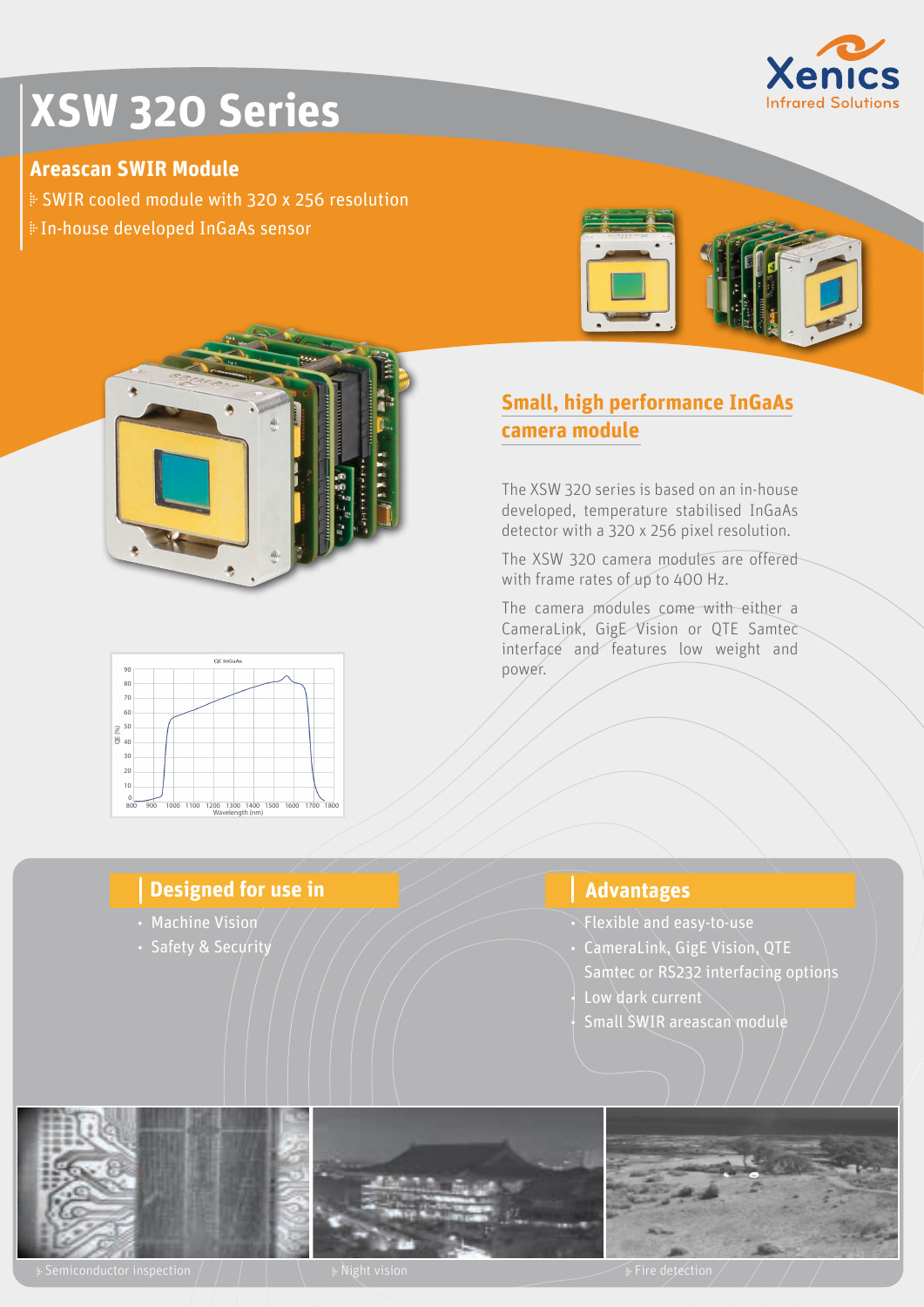# XSW 320 Series

## Areascan SWIR Module

- SWIR cooled module with 320 x 256 resolution
- In-house developed InGaAs sensor

## Small, high performance InGaAs camera module

The XSW 320 series is based on an in-house developed, temperature stabilised InGaAs detector with a 320 x 256 pixel resolution.

The XSW 320 camera modules are offered with frame rates of up to 400 Hz.

The camera modules come with either a CameraLink, GigE Vision or QTE Samtec interface and features low weight and power.

## Designed for use in

- Machine Vision
- Safety & Security

## Advantages

- Flexible and easy-to-use
- CameraLink, GigE Vision, QTE Samtec or RS232 interfacing options
- Low dark current
- Small SWIR areascan module

Semiconductor inspection

Night vision

Fire detection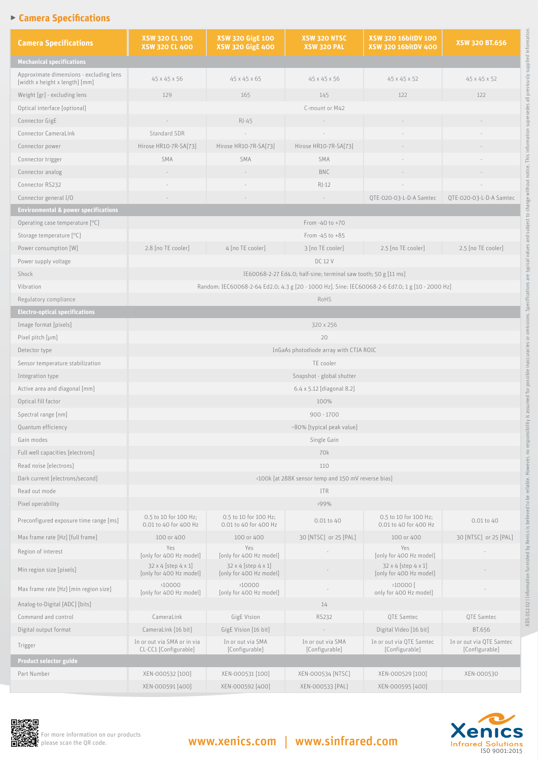## Camera Specifications

| Camera Specifications | XSW 320 CL 100<br>XSW 320 CL 400 | XSW 320 GigE 100<br>XSW 320 GigE 400 | XSW 320 NTSC<br>XSW 320 PAL | XSW 320 16bitDV 100<br>XSW 320 16bitDV 400 | XSW 320 BT.656 |
|---|---|---|---|---|---|
| **Mechanical specifications** | | | | | |
| Approximate dimensions - excluding lens [width x height x length] [mm] | 45 x 45 x 56 | 45 x 45 x 65 | 45 x 45 x 56 | 45 x 45 x 52 | 45 x 45 x 52 |
| Weight [gr] - excluding lens | 129 | 165 | 145 | 122 | 122 |
| Optical interface [optional] | C-mount or M42 | | | | |
| Connector GigE | - | RJ-45 | - | - | - |
| Connector CameraLink | Standard SDR | - | - | - | - |
| Connector power | Hirose HR10-7R-SA[73] | Hirose HR10-7R-SA[73] | Hirose HR10-7R-SA[73] | - | - |
| Connector trigger | SMA | SMA | SMA | - | - |
| Connector analog | - | - | BNC | - | - |
| Connector RS232 | - | - | RJ-12 | - | - |
| Connector general I/O | - | - | - | QTE-020-03-L-D-A Samtec | QTE-020-03-L-D-A Samtec |
| **Environmental & power specifications** | | | | | |
| Operating case temperature [°C] | From -40 to +70 | | | | |
| Storage temperature [°C] | From -45 to +85 | | | | |
| Power consumption [W] | 2.8 [no TE cooler] | 4 [no TE cooler] | 3 [no TE cooler] | 2.5 [no TE cooler] | 2.5 [no TE cooler] |
| Power supply voltage | DC 12 V | | | | |
| Shock | IE60068-2-27 Ed4.0; half-sine; terminal saw tooth; 50 g [11 ms] | | | | |
| Vibration | Random: IEC60068-2-64 Ed2.0; 4.3 g [20 - 1000 Hz]. Sine: IEC60068-2-6 Ed7.0; 1 g [10 - 2000 Hz] | | | | |
| Regulatory compliance | RoHS | | | | |
| **Electro-optical specifications** | | | | | |
| Image format [pixels] | 320 x 256 | | | | |
| Pixel pitch [µm] | 20 | | | | |
| Detector type | InGaAs photodiode array with CTIA ROIC | | | | |
| Sensor temperature stabilization | TE cooler | | | | |
| Integration type | Snapshot - global shutter | | | | |
| Active area and diagonal [mm] | 6.4 x 5.12 [diagonal 8.2] | | | | |
| Optical fill factor | 100% | | | | |
| Spectral range [nm] | 900 - 1700 | | | | |
| Quantum efficiency | ~80% [typical peak value] | | | | |
| Gain modes | Single Gain | | | | |
| Full well capacities [electrons] | 70k | | | | |
| Read noise [electrons] | 110 | | | | |
| Dark current [electrons/second] | <100k [at 288K sensor temp and 150 mV reverse bias] | | | | |
| Read out mode | ITR | | | | |
| Pixel operability | >99% | | | | |
| Preconfigured exposure time range [ms] | 0.5 to 10 for 100 Hz; 0.01 to 40 for 400 Hz | 0.5 to 10 for 100 Hz; 0.01 to 40 for 400 Hz | 0.01 to 40 | 0.5 to 10 for 100 Hz; 0.01 to 40 for 400 Hz | 0.01 to 40 |
| Max frame rate [Hz] [full frame] | 100 or 400 | 100 or 400 | 30 [NTSC] or 25 [PAL] | 100 or 400 | 30 [NTSC] or 25 [PAL] |
| Region of interest | Yes [only for 400 Hz model] | Yes [only for 400 Hz model] | - | Yes [only for 400 Hz model] | - |
| Min region size [pixels] | 32 x 4 [step 4 x 1] [only for 400 Hz model] | 32 x 4 [step 4 x 1] [only for 400 Hz model] | - | 32 x 4 [step 4 x 1] [only for 400 Hz model] | - |
| Max frame rate [Hz] [min region size] | >10000 [only for 400 Hz model] | >10000 [only for 400 Hz model] | - | >10000 [ only for 400 Hz model] | - |
| Analog-to-Digital [ADC] [bits] | 14 | | | | |
| Command and control | CameraLink | GigE Vision | RS232 | QTE Samtec | QTE Samtec |
| Digital output format | CameraLink [16 bit] | GigE Vision [16 bit] | - | Digital Video [16 bit] | BT.656 |
| Trigger | In or out via SMA or in via CL-CC1 [Configurable] | In or out via SMA [Configurable] | In or out via SMA [Configurable] | In or out via QTE Samtec [Configurable] | In or out via QTE Samtec [Configurable] |
| **Product selector guide** | | | | | |
| Part Number | XEN-000532 [100] | XEN-000531 [100] | XEN-000534 [NTSC] | XEN-000529 [100] | XEN-000530 |
| | XEN-000591 [400] | XEN-000592 [400] | XEN-000533 [PAL] | XEN-000595 [400] | |

XDS.012.02 | Information furnished by Xenics is believed to be reliable. However, no responsibility is assumed for possible inaccuracies or omissions. Specifications are typical values and subject to change without notice. This information supersedes all previously supplied information.

For more information on our products please scan the QR code.

www.xenics.com | www.sinfrared.com

Xenics Infrared Solutions
ISO 9001:2015